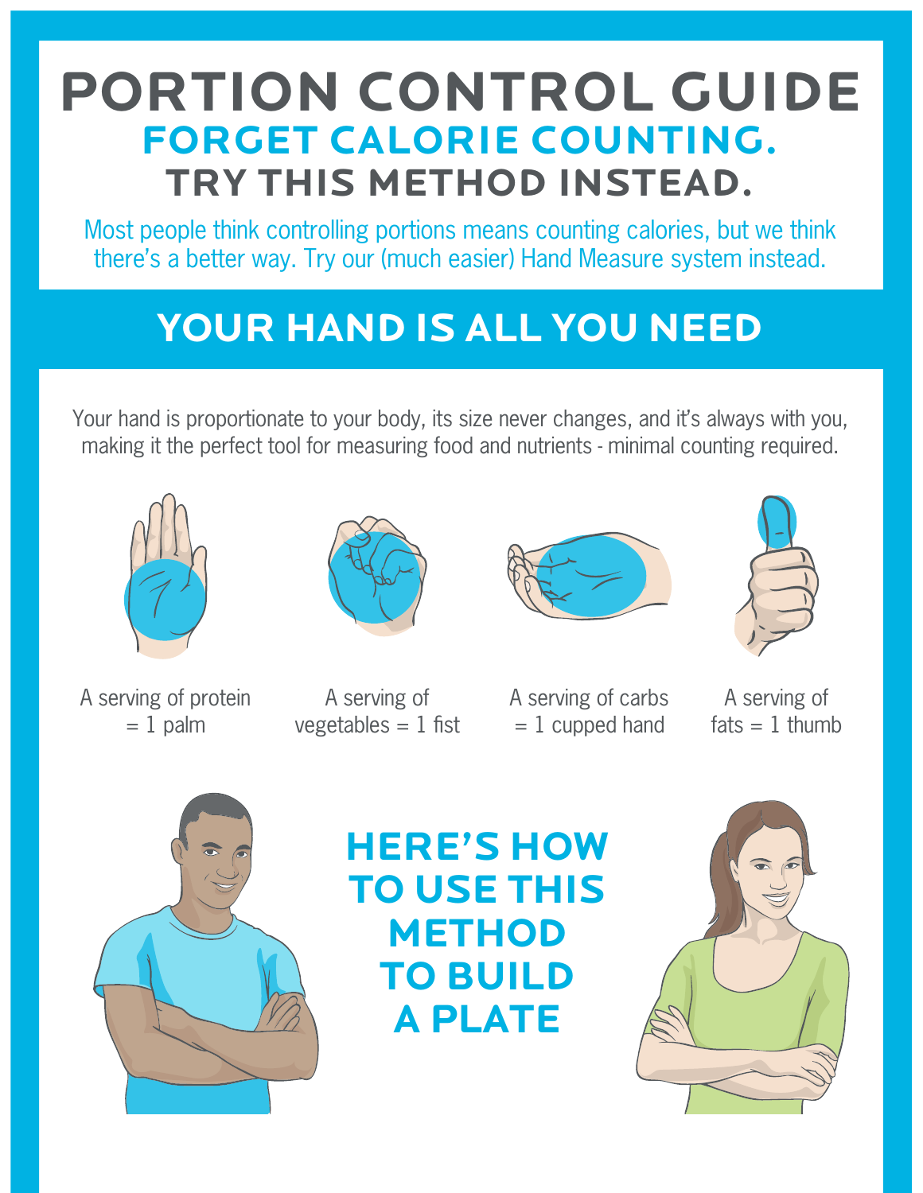# PORTION CONTROL GUIDE

## FORGET CALORIE COUNTING.

## TRY THIS METHOD INSTEAD.

Most people think controlling portions means counting calories, but we think there's a better way. Try our (much easier) Hand Measure system instead.

## YOUR HAND IS ALL YOU NEED

Your hand is proportionate to your body, its size never changes, and it's always with you, making it the perfect tool for measuring food and nutrients - minimal counting required.

A serving of protein = 1 palm

A serving of vegetables = 1 fist

A serving of carbs = 1 cupped hand

A serving of fats = 1 thumb

## HERE'S HOW TO USE THIS METHOD TO BUILD A PLATE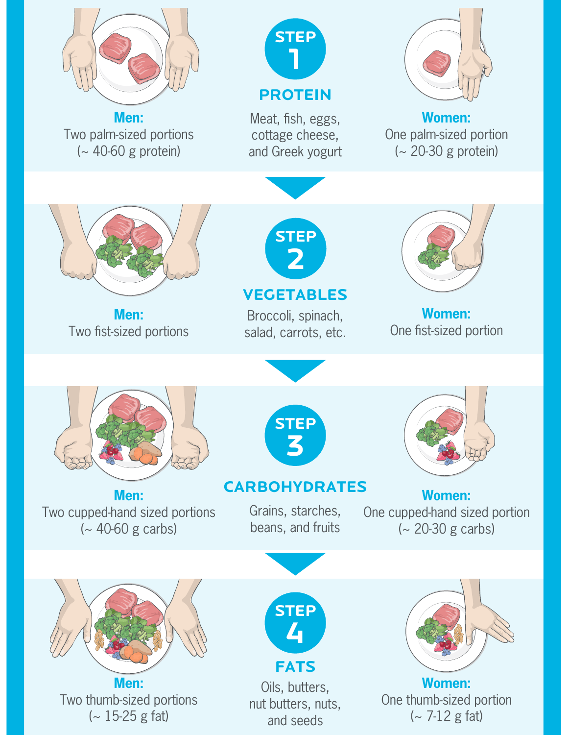## STEP 1

### PROTEIN

Meat, fish, eggs, cottage cheese, and Greek yogurt

**Men:**
Two palm-sized portions
(~ 40-60 g protein)

**Women:**
One palm-sized portion
(~ 20-30 g protein)

## STEP 2

### VEGETABLES

Broccoli, spinach, salad, carrots, etc.

**Men:**
Two fist-sized portions

**Women:**
One fist-sized portion

## STEP 3

### CARBOHYDRATES

Grains, starches, beans, and fruits

**Men:**
Two cupped-hand sized portions
(~ 40-60 g carbs)

**Women:**
One cupped-hand sized portion
(~ 20-30 g carbs)

## STEP 4

### FATS

Oils, butters, nut butters, nuts, and seeds

**Men:**
Two thumb-sized portions
(~ 15-25 g fat)

**Women:**
One thumb-sized portion
(~ 7-12 g fat)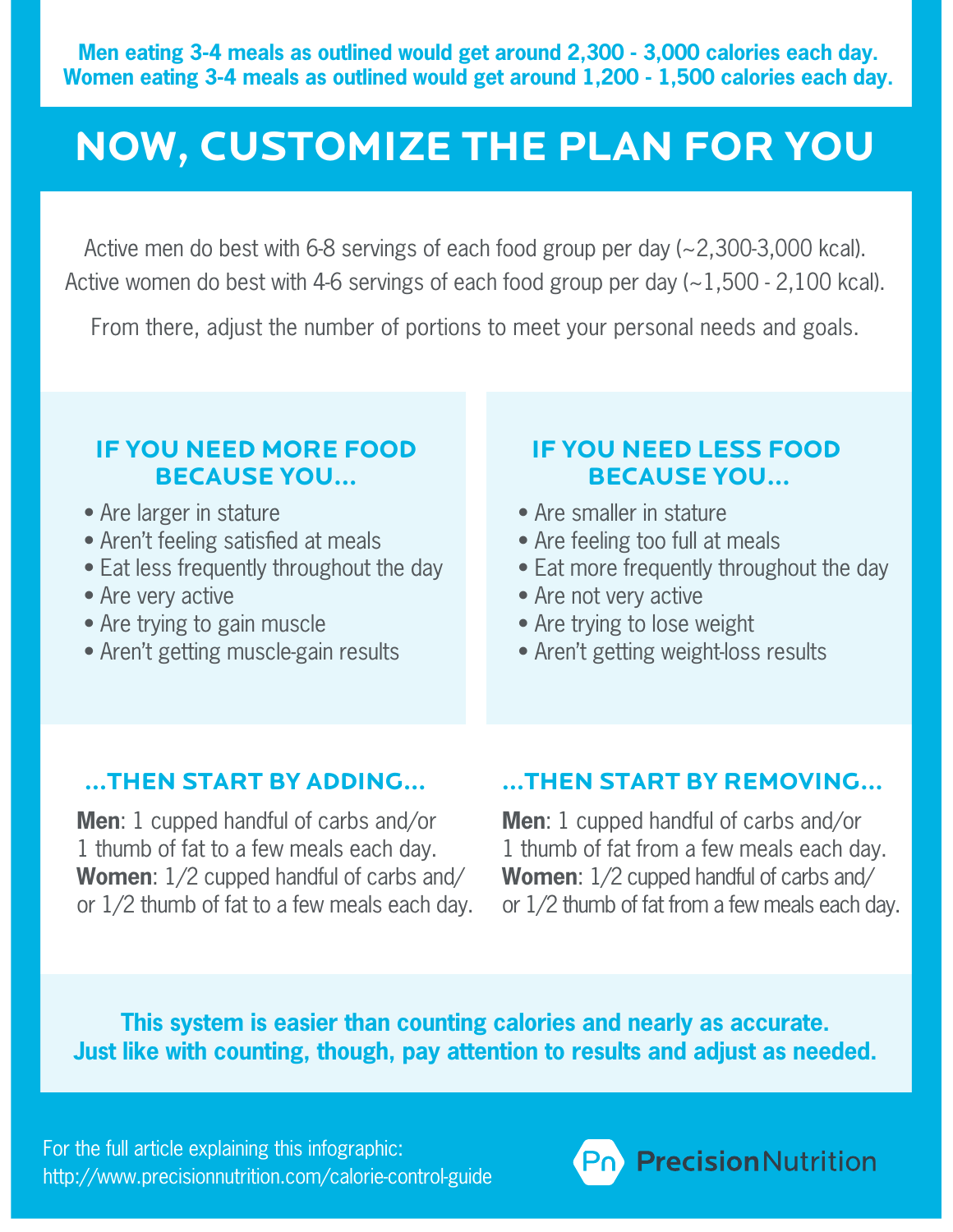**Men eating 3-4 meals as outlined would get around 2,300 - 3,000 calories each day.**
**Women eating 3-4 meals as outlined would get around 1,200 - 1,500 calories each day.**

# NOW, CUSTOMIZE THE PLAN FOR YOU

Active men do best with 6-8 servings of each food group per day (~2,300-3,000 kcal).
Active women do best with 4-6 servings of each food group per day (~1,500 - 2,100 kcal).

From there, adjust the number of portions to meet your personal needs and goals.

## IF YOU NEED MORE FOOD BECAUSE YOU...

- Are larger in stature
- Aren't feeling satisfied at meals
- Eat less frequently throughout the day
- Are very active
- Are trying to gain muscle
- Aren't getting muscle-gain results

## ...THEN START BY ADDING...

**Men**: 1 cupped handful of carbs and/or 1 thumb of fat to a few meals each day.
**Women**: 1/2 cupped handful of carbs and/or 1/2 thumb of fat to a few meals each day.

## IF YOU NEED LESS FOOD BECAUSE YOU...

- Are smaller in stature
- Are feeling too full at meals
- Eat more frequently throughout the day
- Are not very active
- Are trying to lose weight
- Aren't getting weight-loss results

## ...THEN START BY REMOVING...

**Men**: 1 cupped handful of carbs and/or 1 thumb of fat from a few meals each day.
**Women**: 1/2 cupped handful of carbs and/or 1/2 thumb of fat from a few meals each day.

**This system is easier than counting calories and nearly as accurate.**
**Just like with counting, though, pay attention to results and adjust as needed.**

For the full article explaining this infographic:
http://www.precisionnutrition.com/calorie-control-guide

Precision Nutrition